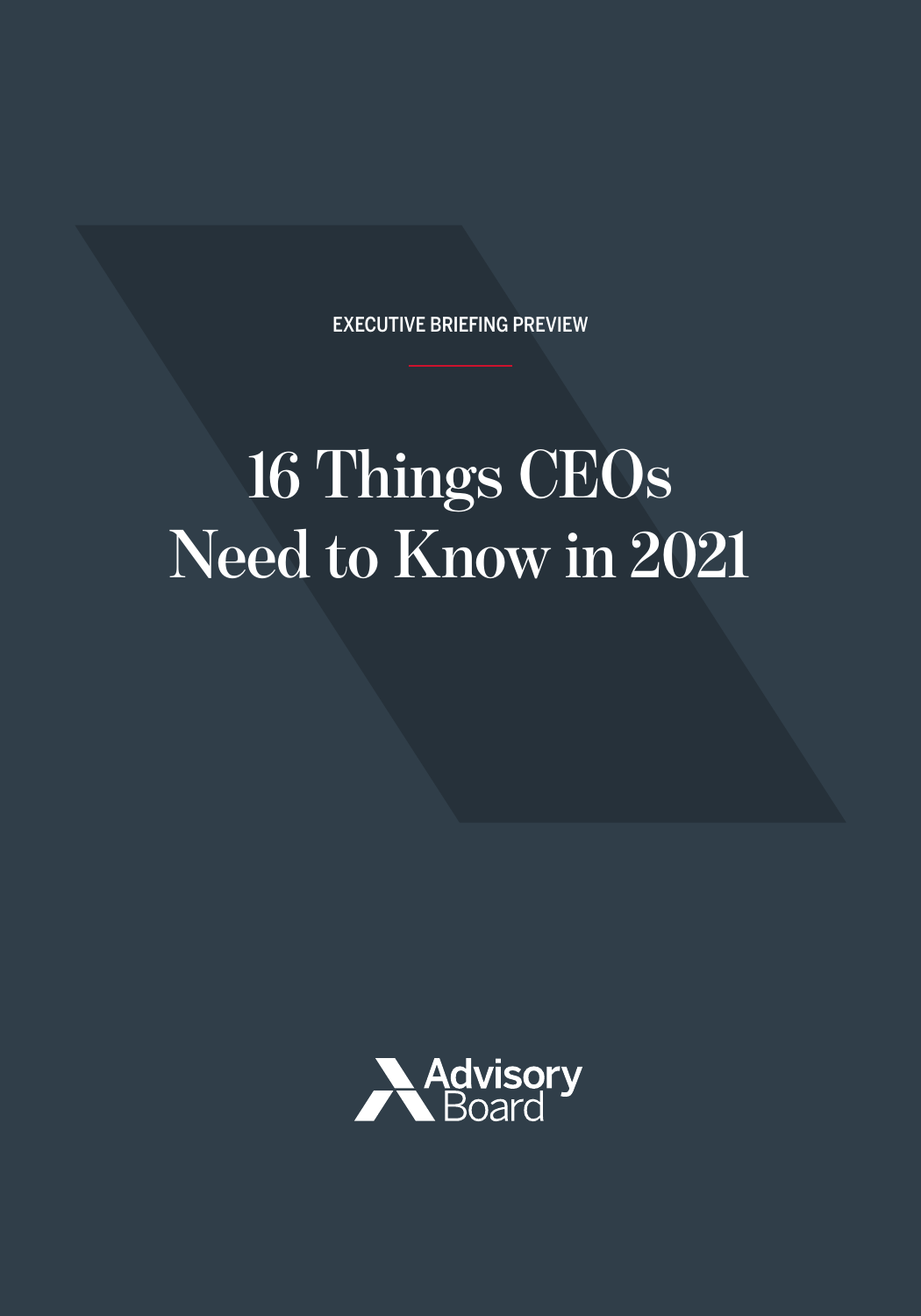EXECUTIVE BRIEFING PREVIEW

# 16 Things CEOs Need to Know in 2021

Advisory Board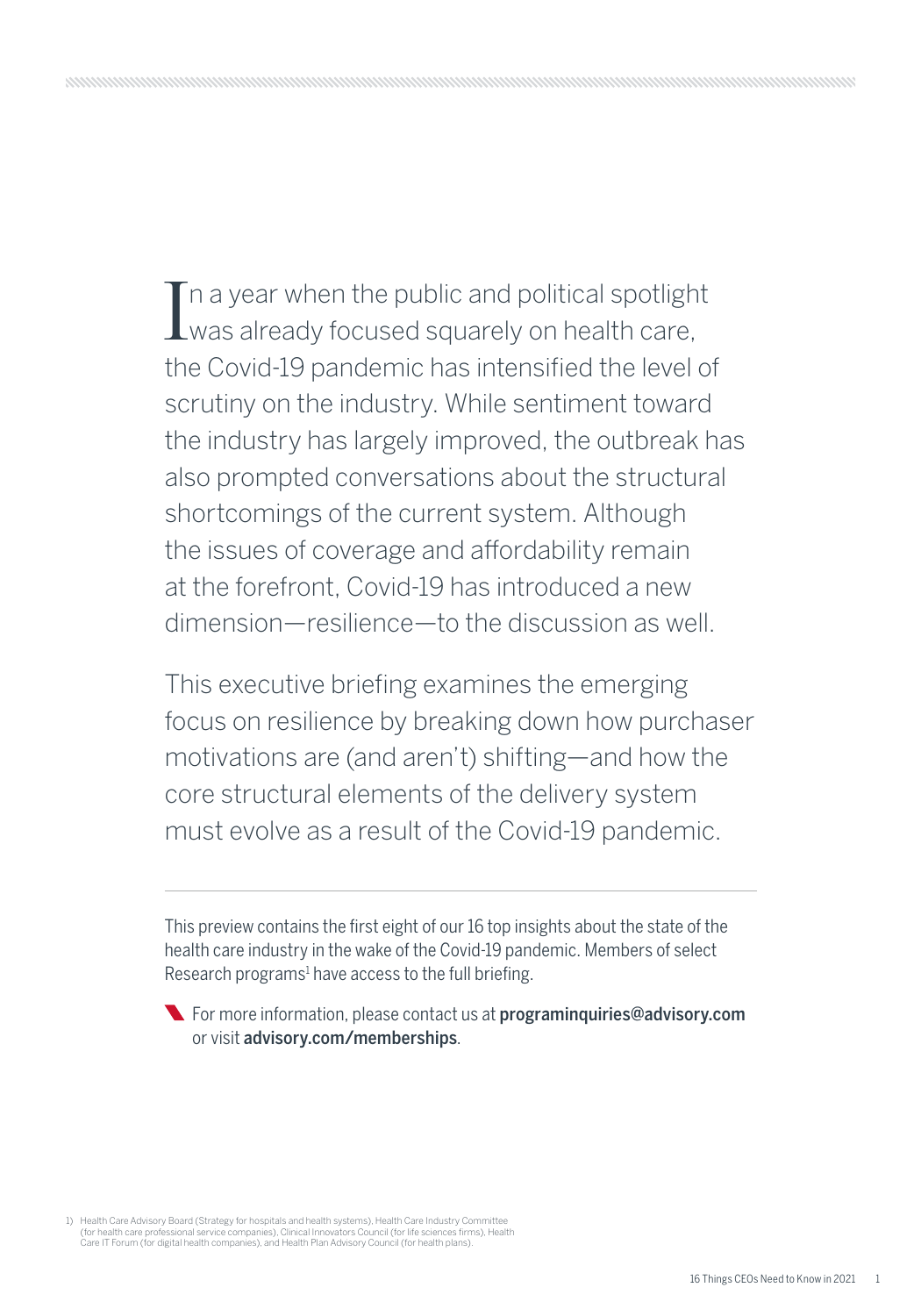In a year when the public and political spotlight was already focused squarely on health care, the Covid-19 pandemic has intensified the level of scrutiny on the industry. While sentiment toward the industry has largely improved, the outbreak has also prompted conversations about the structural shortcomings of the current system. Although the issues of coverage and affordability remain at the forefront, Covid-19 has introduced a new dimension—resilience—to the discussion as well.

This executive briefing examines the emerging focus on resilience by breaking down how purchaser motivations are (and aren't) shifting—and how the core structural elements of the delivery system must evolve as a result of the Covid-19 pandemic.

---

This preview contains the first eight of our 16 top insights about the state of the health care industry in the wake of the Covid-19 pandemic. Members of select Research programs[1] have access to the full briefing.

For more information, please contact us at **programinquiries@advisory.com** or visit **advisory.com/memberships**.

1) Health Care Advisory Board (Strategy for hospitals and health systems), Health Care Industry Committee (for health care professional service companies), Clinical Innovators Council (for life sciences firms), Health Care IT Forum (for digital health companies), and Health Plan Advisory Council (for health plans).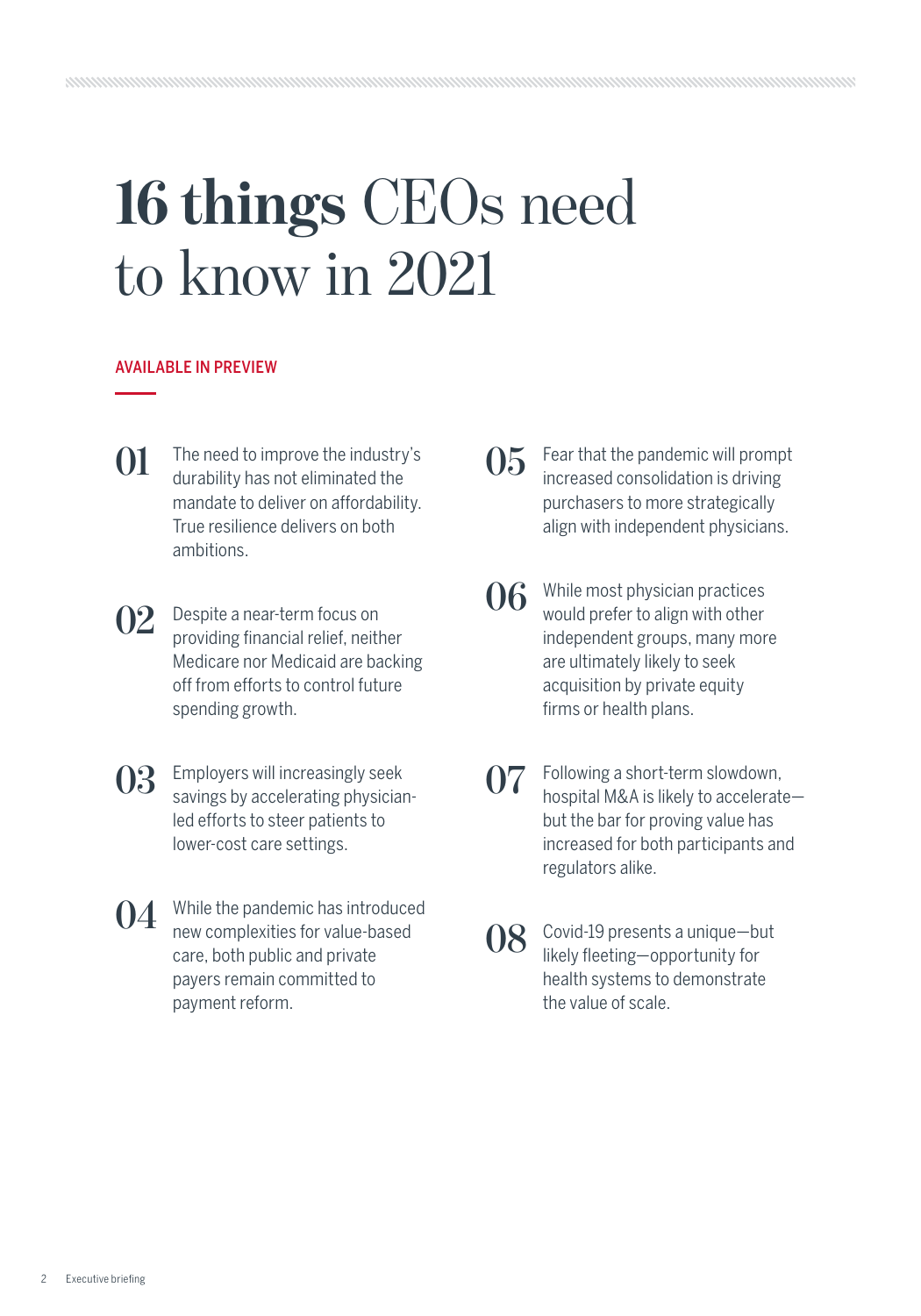# 16 things CEOs need to know in 2021

AVAILABLE IN PREVIEW

**01** The need to improve the industry's durability has not eliminated the mandate to deliver on affordability. True resilience delivers on both ambitions.

**02** Despite a near-term focus on providing financial relief, neither Medicare nor Medicaid are backing off from efforts to control future spending growth.

**03** Employers will increasingly seek savings by accelerating physician-led efforts to steer patients to lower-cost care settings.

**04** While the pandemic has introduced new complexities for value-based care, both public and private payers remain committed to payment reform.

**05** Fear that the pandemic will prompt increased consolidation is driving purchasers to more strategically align with independent physicians.

**06** While most physician practices would prefer to align with other independent groups, many more are ultimately likely to seek acquisition by private equity firms or health plans.

**07** Following a short-term slowdown, hospital M&A is likely to accelerate—but the bar for proving value has increased for both participants and regulators alike.

**08** Covid-19 presents a unique—but likely fleeting—opportunity for health systems to demonstrate the value of scale.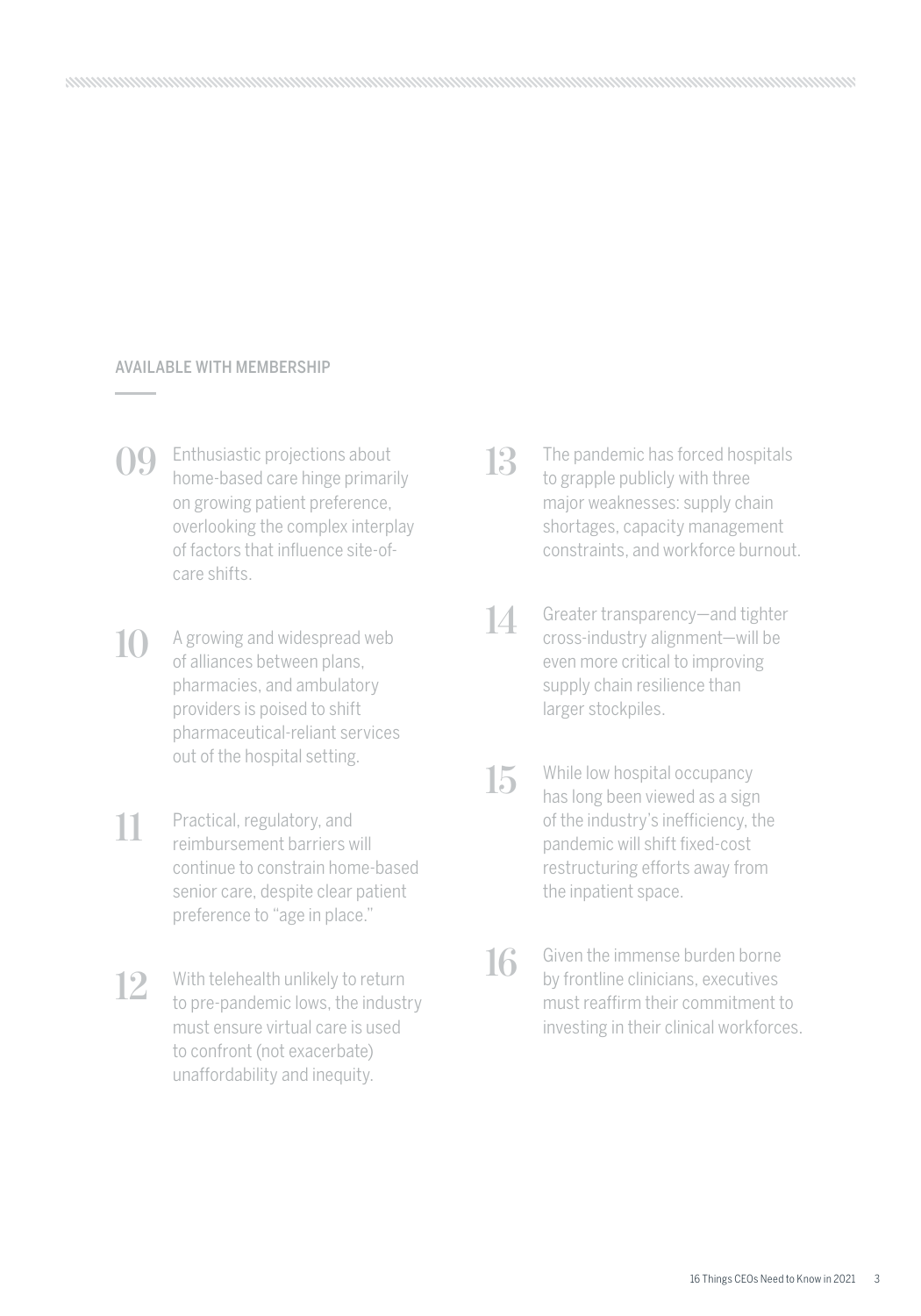AVAILABLE WITH MEMBERSHIP

**09** Enthusiastic projections about home-based care hinge primarily on growing patient preference, overlooking the complex interplay of factors that influence site-of-care shifts.

**10** A growing and widespread web of alliances between plans, pharmacies, and ambulatory providers is poised to shift pharmaceutical-reliant services out of the hospital setting.

**11** Practical, regulatory, and reimbursement barriers will continue to constrain home-based senior care, despite clear patient preference to "age in place."

**12** With telehealth unlikely to return to pre-pandemic lows, the industry must ensure virtual care is used to confront (not exacerbate) unaffordability and inequity.

**13** The pandemic has forced hospitals to grapple publicly with three major weaknesses: supply chain shortages, capacity management constraints, and workforce burnout.

**14** Greater transparency—and tighter cross-industry alignment—will be even more critical to improving supply chain resilience than larger stockpiles.

**15** While low hospital occupancy has long been viewed as a sign of the industry's inefficiency, the pandemic will shift fixed-cost restructuring efforts away from the inpatient space.

**16** Given the immense burden borne by frontline clinicians, executives must reaffirm their commitment to investing in their clinical workforces.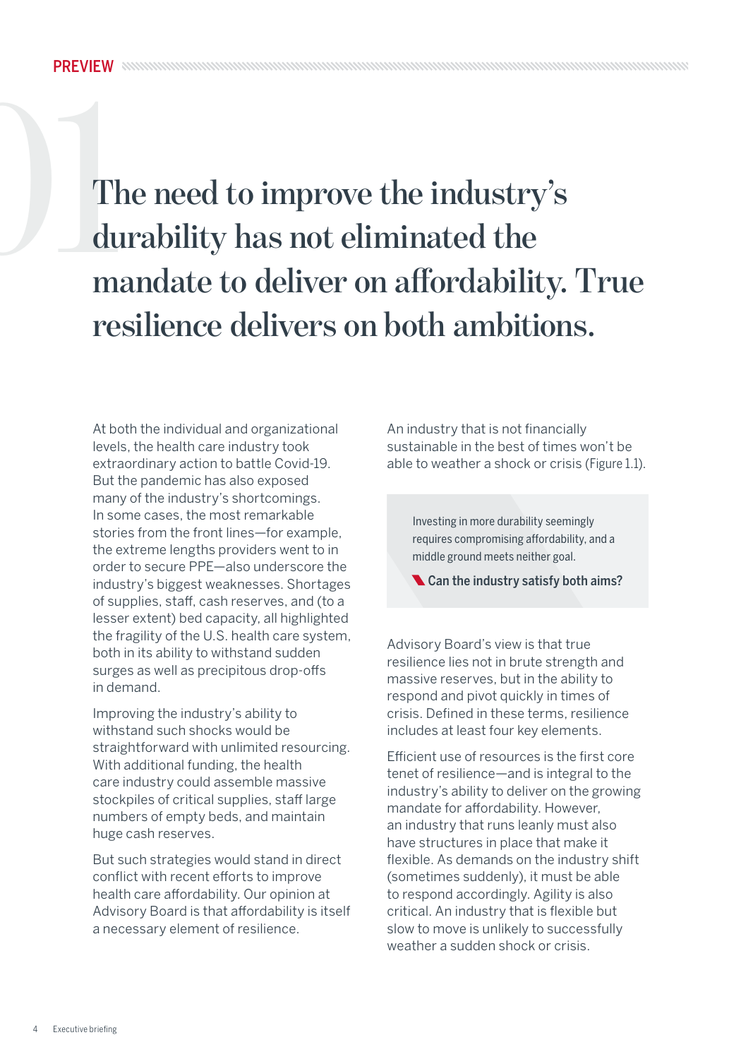PREVIEW

# The need to improve the industry's durability has not eliminated the mandate to deliver on affordability. True resilience delivers on both ambitions.

At both the individual and organizational levels, the health care industry took extraordinary action to battle Covid-19. But the pandemic has also exposed many of the industry's shortcomings. In some cases, the most remarkable stories from the front lines—for example, the extreme lengths providers went to in order to secure PPE—also underscore the industry's biggest weaknesses. Shortages of supplies, staff, cash reserves, and (to a lesser extent) bed capacity, all highlighted the fragility of the U.S. health care system, both in its ability to withstand sudden surges as well as precipitous drop-offs in demand.

Improving the industry's ability to withstand such shocks would be straightforward with unlimited resourcing. With additional funding, the health care industry could assemble massive stockpiles of critical supplies, staff large numbers of empty beds, and maintain huge cash reserves.

But such strategies would stand in direct conflict with recent efforts to improve health care affordability. Our opinion at Advisory Board is that affordability is itself a necessary element of resilience.

An industry that is not financially sustainable in the best of times won't be able to weather a shock or crisis (Figure 1.1).

> Investing in more durability seemingly requires compromising affordability, and a middle ground meets neither goal.
>
> **Can the industry satisfy both aims?**

Advisory Board's view is that true resilience lies not in brute strength and massive reserves, but in the ability to respond and pivot quickly in times of crisis. Defined in these terms, resilience includes at least four key elements.

Efficient use of resources is the first core tenet of resilience—and is integral to the industry's ability to deliver on the growing mandate for affordability. However, an industry that runs leanly must also have structures in place that make it flexible. As demands on the industry shift (sometimes suddenly), it must be able to respond accordingly. Agility is also critical. An industry that is flexible but slow to move is unlikely to successfully weather a sudden shock or crisis.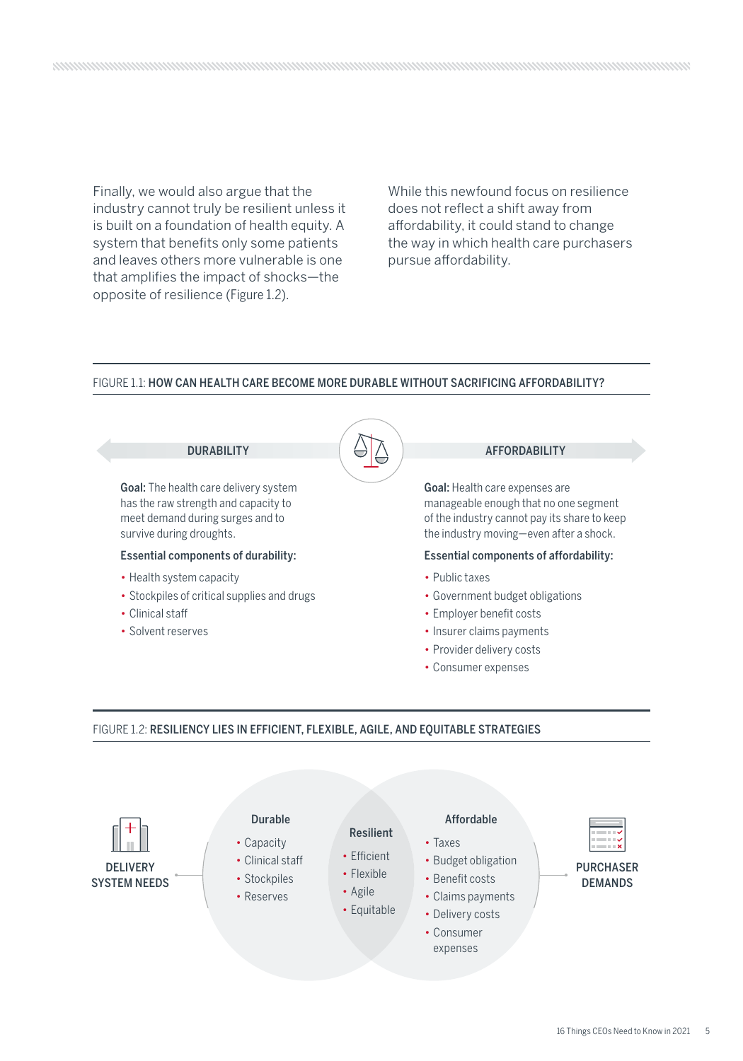Finally, we would also argue that the industry cannot truly be resilient unless it is built on a foundation of health equity. A system that benefits only some patients and leaves others more vulnerable is one that amplifies the impact of shocks—the opposite of resilience (Figure 1.2).

While this newfound focus on resilience does not reflect a shift away from affordability, it could stand to change the way in which health care purchasers pursue affordability.

FIGURE 1.1: **HOW CAN HEALTH CARE BECOME MORE DURABLE WITHOUT SACRIFICING AFFORDABILITY?**

**DURABILITY**

**Goal:** The health care delivery system has the raw strength and capacity to meet demand during surges and to survive during droughts.

**Essential components of durability:**

- Health system capacity
- Stockpiles of critical supplies and drugs
- Clinical staff
- Solvent reserves

**AFFORDABILITY**

**Goal:** Health care expenses are manageable enough that no one segment of the industry cannot pay its share to keep the industry moving—even after a shock.

**Essential components of affordability:**

- Public taxes
- Government budget obligations
- Employer benefit costs
- Insurer claims payments
- Provider delivery costs
- Consumer expenses

FIGURE 1.2: **RESILIENCY LIES IN EFFICIENT, FLEXIBLE, AGILE, AND EQUITABLE STRATEGIES**

**DELIVERY SYSTEM NEEDS**

**Durable**

- Capacity
- Clinical staff
- Stockpiles
- Reserves

**Resilient**

- Efficient
- Flexible
- Agile
- Equitable

**Affordable**

- Taxes
- Budget obligation
- Benefit costs
- Claims payments
- Delivery costs
- Consumer expenses

**PURCHASER DEMANDS**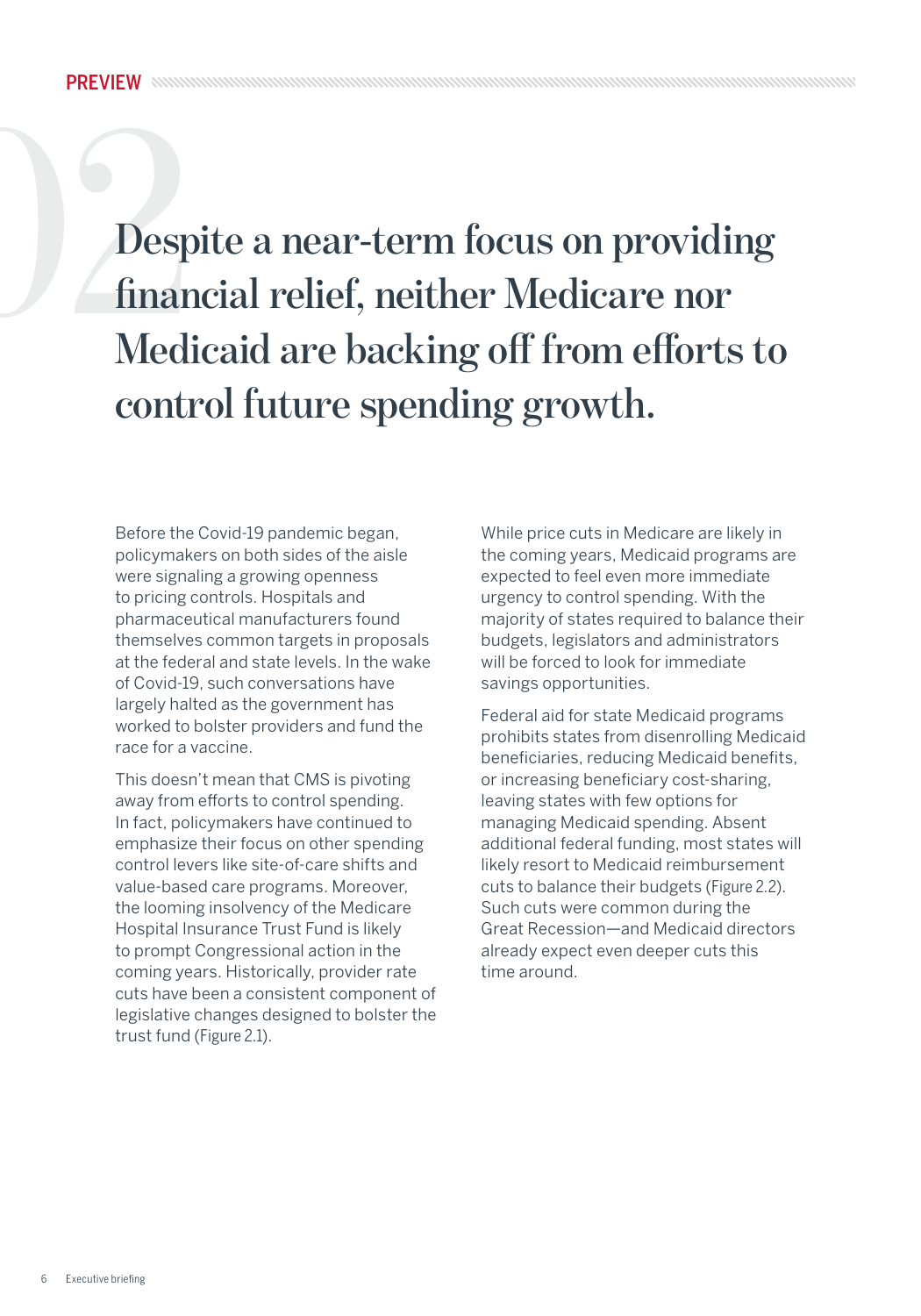## 02

# Despite a near-term focus on providing financial relief, neither Medicare nor Medicaid are backing off from efforts to control future spending growth.

Before the Covid-19 pandemic began, policymakers on both sides of the aisle were signaling a growing openness to pricing controls. Hospitals and pharmaceutical manufacturers found themselves common targets in proposals at the federal and state levels. In the wake of Covid-19, such conversations have largely halted as the government has worked to bolster providers and fund the race for a vaccine.

This doesn't mean that CMS is pivoting away from efforts to control spending. In fact, policymakers have continued to emphasize their focus on other spending control levers like site-of-care shifts and value-based care programs. Moreover, the looming insolvency of the Medicare Hospital Insurance Trust Fund is likely to prompt Congressional action in the coming years. Historically, provider rate cuts have been a consistent component of legislative changes designed to bolster the trust fund (Figure 2.1).

While price cuts in Medicare are likely in the coming years, Medicaid programs are expected to feel even more immediate urgency to control spending. With the majority of states required to balance their budgets, legislators and administrators will be forced to look for immediate savings opportunities.

Federal aid for state Medicaid programs prohibits states from disenrolling Medicaid beneficiaries, reducing Medicaid benefits, or increasing beneficiary cost-sharing, leaving states with few options for managing Medicaid spending. Absent additional federal funding, most states will likely resort to Medicaid reimbursement cuts to balance their budgets (Figure 2.2). Such cuts were common during the Great Recession—and Medicaid directors already expect even deeper cuts this time around.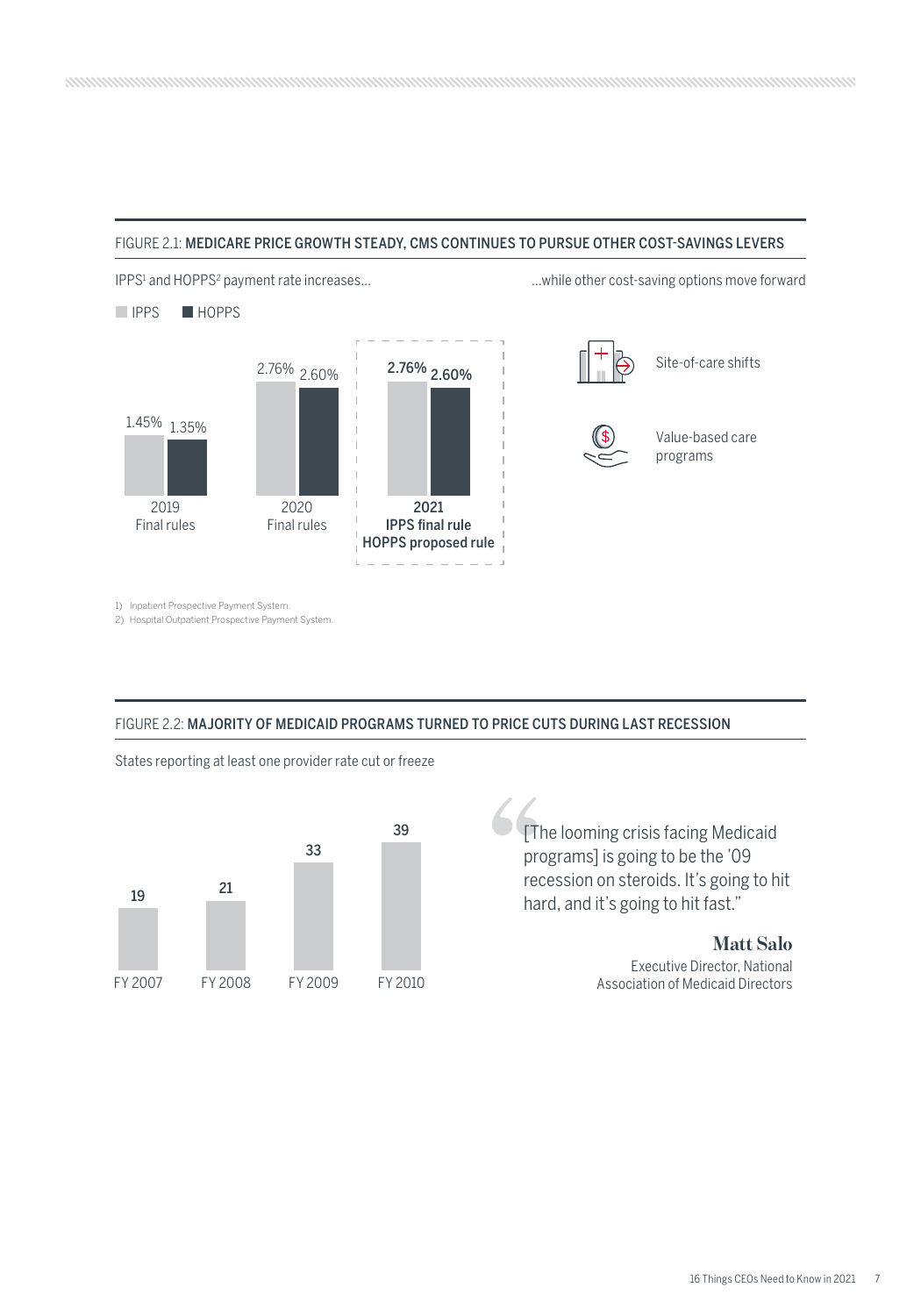FIGURE 2.1: **MEDICARE PRICE GROWTH STEADY, CMS CONTINUES TO PURSUE OTHER COST-SAVINGS LEVERS**

IPPS[1] and HOPPS[2] payment rate increases...

| | IPPS | HOPPS |
|---|---|---|
| 2019 Final rules | 1.45% | 1.35% |
| 2020 Final rules | 2.76% | 2.60% |
| **2021 IPPS final rule HOPPS proposed rule** | **2.76%** | **2.60%** |

...while other cost-saving options move forward

- Site-of-care shifts
- Value-based care programs

1) Inpatient Prospective Payment System.
2) Hospital Outpatient Prospective Payment System.

FIGURE 2.2: **MAJORITY OF MEDICAID PROGRAMS TURNED TO PRICE CUTS DURING LAST RECESSION**

States reporting at least one provider rate cut or freeze

| FY 2007 | FY 2008 | FY 2009 | FY 2010 |
|---|---|---|---|
| 19 | 21 | 33 | 39 |

> "[The looming crisis facing Medicaid programs] is going to be the '09 recession on steroids. It's going to hit hard, and it's going to hit fast."
>
> **Matt Salo**
> Executive Director, National Association of Medicaid Directors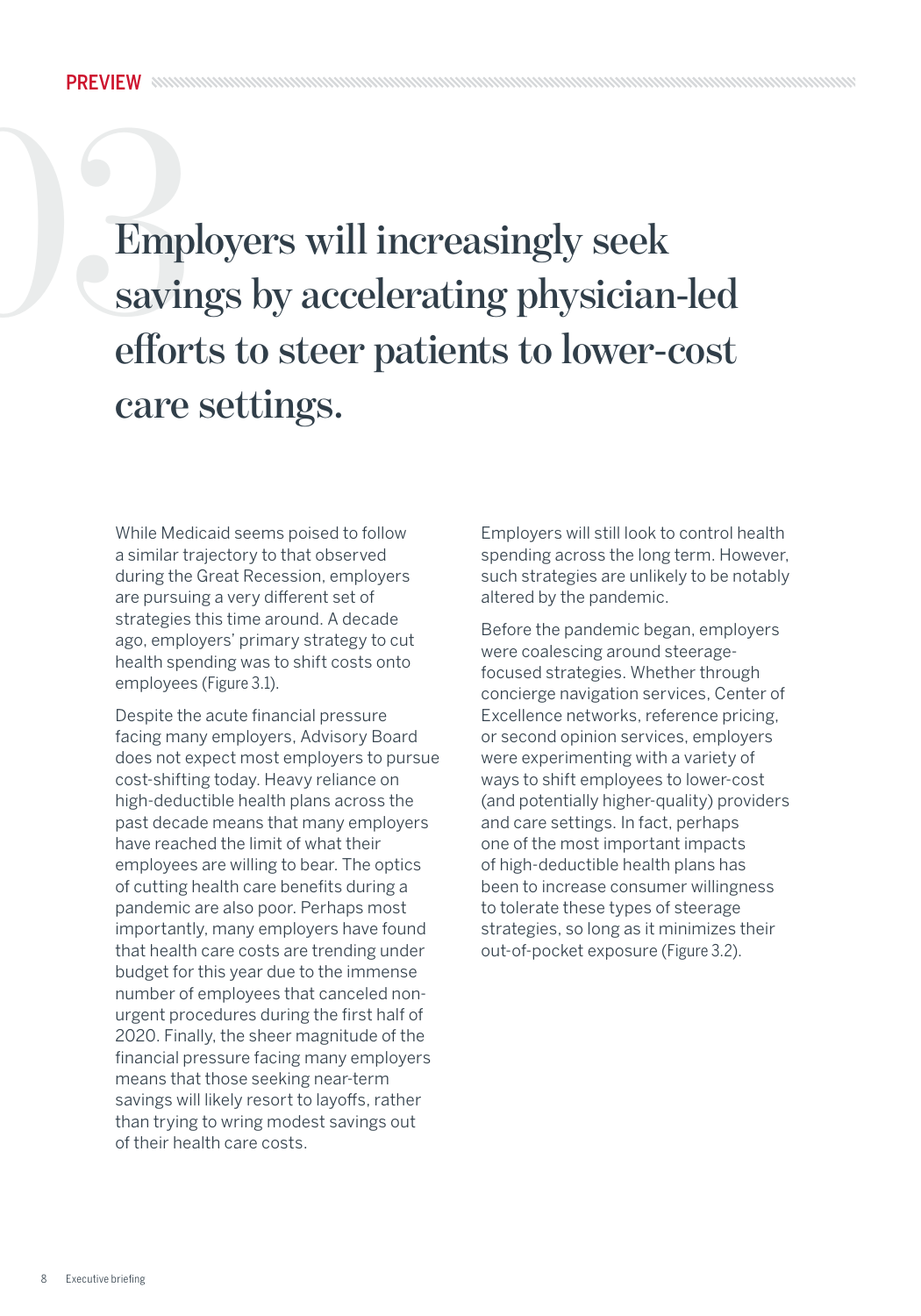# 03 Employers will increasingly seek savings by accelerating physician-led efforts to steer patients to lower-cost care settings.

While Medicaid seems poised to follow a similar trajectory to that observed during the Great Recession, employers are pursuing a very different set of strategies this time around. A decade ago, employers' primary strategy to cut health spending was to shift costs onto employees (Figure 3.1).

Despite the acute financial pressure facing many employers, Advisory Board does not expect most employers to pursue cost-shifting today. Heavy reliance on high-deductible health plans across the past decade means that many employers have reached the limit of what their employees are willing to bear. The optics of cutting health care benefits during a pandemic are also poor. Perhaps most importantly, many employers have found that health care costs are trending under budget for this year due to the immense number of employees that canceled non-urgent procedures during the first half of 2020. Finally, the sheer magnitude of the financial pressure facing many employers means that those seeking near-term savings will likely resort to layoffs, rather than trying to wring modest savings out of their health care costs.

Employers will still look to control health spending across the long term. However, such strategies are unlikely to be notably altered by the pandemic.

Before the pandemic began, employers were coalescing around steerage-focused strategies. Whether through concierge navigation services, Center of Excellence networks, reference pricing, or second opinion services, employers were experimenting with a variety of ways to shift employees to lower-cost (and potentially higher-quality) providers and care settings. In fact, perhaps one of the most important impacts of high-deductible health plans has been to increase consumer willingness to tolerate these types of steerage strategies, so long as it minimizes their out-of-pocket exposure (Figure 3.2).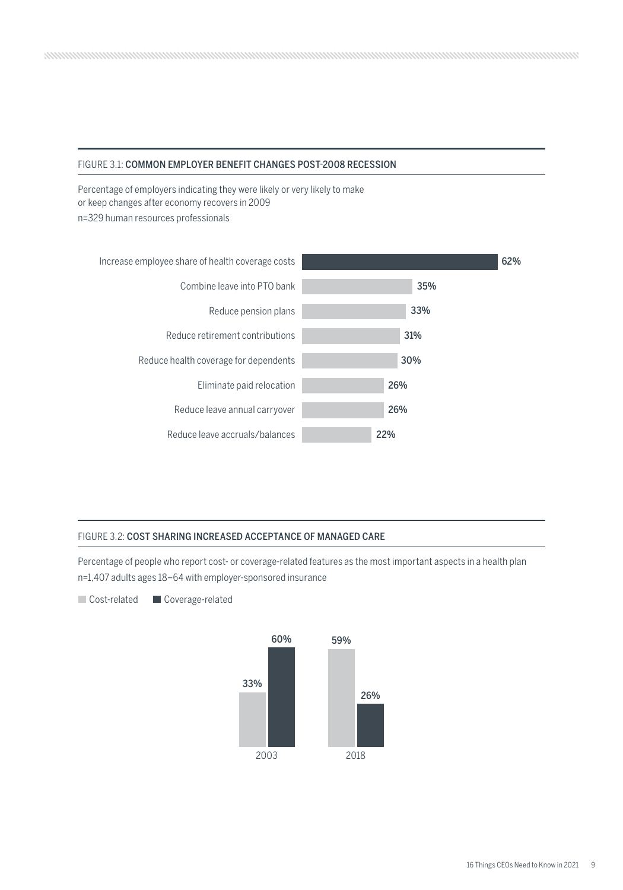FIGURE 3.1: **COMMON EMPLOYER BENEFIT CHANGES POST-2008 RECESSION**

Percentage of employers indicating they were likely or very likely to make or keep changes after economy recovers in 2009

n=329 human resources professionals

| Change | Percentage |
|---|---|
| Increase employee share of health coverage costs | 62% |
| Combine leave into PTO bank | 35% |
| Reduce pension plans | 33% |
| Reduce retirement contributions | 31% |
| Reduce health coverage for dependents | 30% |
| Eliminate paid relocation | 26% |
| Reduce leave annual carryover | 26% |
| Reduce leave accruals/balances | 22% |

FIGURE 3.2: **COST SHARING INCREASED ACCEPTANCE OF MANAGED CARE**

Percentage of people who report cost- or coverage-related features as the most important aspects in a health plan

n=1,407 adults ages 18–64 with employer-sponsored insurance

| Year | Cost-related | Coverage-related |
|---|---|---|
| 2003 | 33% | 60% |
| 2018 | 59% | 26% |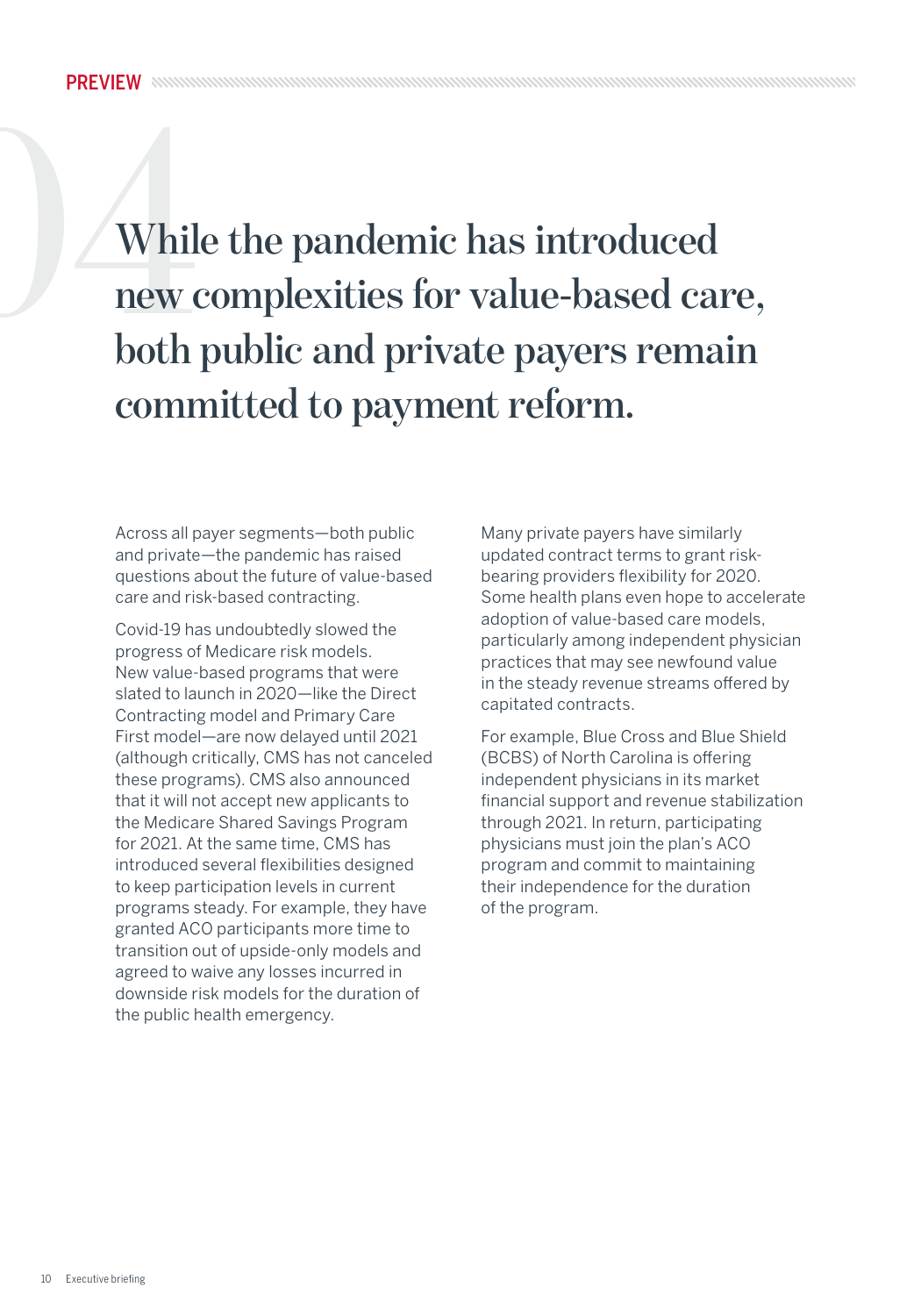PREVIEW

# While the pandemic has introduced new complexities for value-based care, both public and private payers remain committed to payment reform.

Across all payer segments—both public and private—the pandemic has raised questions about the future of value-based care and risk-based contracting.

Covid-19 has undoubtedly slowed the progress of Medicare risk models. New value-based programs that were slated to launch in 2020—like the Direct Contracting model and Primary Care First model—are now delayed until 2021 (although critically, CMS has not canceled these programs). CMS also announced that it will not accept new applicants to the Medicare Shared Savings Program for 2021. At the same time, CMS has introduced several flexibilities designed to keep participation levels in current programs steady. For example, they have granted ACO participants more time to transition out of upside-only models and agreed to waive any losses incurred in downside risk models for the duration of the public health emergency.

Many private payers have similarly updated contract terms to grant risk-bearing providers flexibility for 2020. Some health plans even hope to accelerate adoption of value-based care models, particularly among independent physician practices that may see newfound value in the steady revenue streams offered by capitated contracts.

For example, Blue Cross and Blue Shield (BCBS) of North Carolina is offering independent physicians in its market financial support and revenue stabilization through 2021. In return, participating physicians must join the plan's ACO program and commit to maintaining their independence for the duration of the program.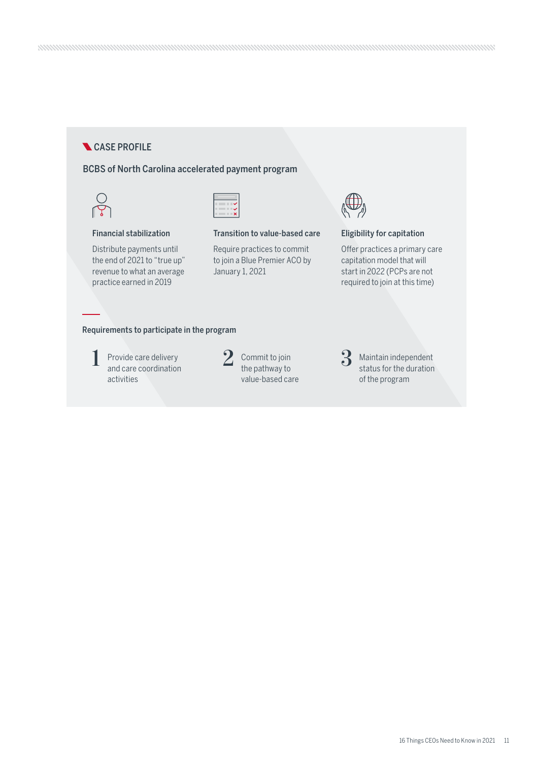## CASE PROFILE

### BCBS of North Carolina accelerated payment program

**Financial stabilization**

Distribute payments until the end of 2021 to "true up" revenue to what an average practice earned in 2019

**Transition to value-based care**

Require practices to commit to join a Blue Premier ACO by January 1, 2021

**Eligibility for capitation**

Offer practices a primary care capitation model that will start in 2022 (PCPs are not required to join at this time)

**Requirements to participate in the program**

1. Provide care delivery and care coordination activities
2. Commit to join the pathway to value-based care
3. Maintain independent status for the duration of the program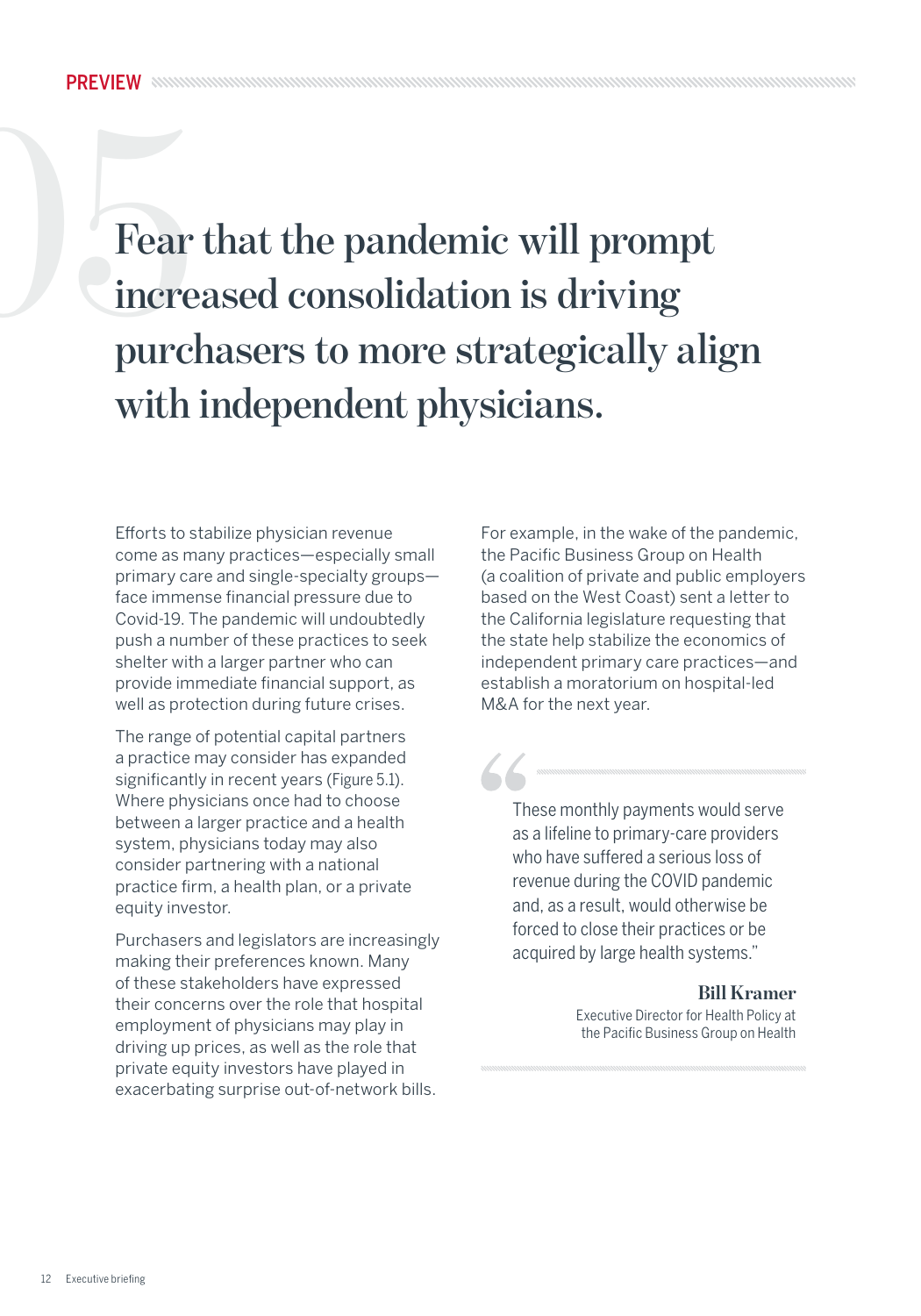PREVIEW

# 05 Fear that the pandemic will prompt increased consolidation is driving purchasers to more strategically align with independent physicians.

Efforts to stabilize physician revenue come as many practices—especially small primary care and single-specialty groups—face immense financial pressure due to Covid-19. The pandemic will undoubtedly push a number of these practices to seek shelter with a larger partner who can provide immediate financial support, as well as protection during future crises.

The range of potential capital partners a practice may consider has expanded significantly in recent years (Figure 5.1). Where physicians once had to choose between a larger practice and a health system, physicians today may also consider partnering with a national practice firm, a health plan, or a private equity investor.

Purchasers and legislators are increasingly making their preferences known. Many of these stakeholders have expressed their concerns over the role that hospital employment of physicians may play in driving up prices, as well as the role that private equity investors have played in exacerbating surprise out-of-network bills.

For example, in the wake of the pandemic, the Pacific Business Group on Health (a coalition of private and public employers based on the West Coast) sent a letter to the California legislature requesting that the state help stabilize the economics of independent primary care practices—and establish a moratorium on hospital-led M&A for the next year.

> "These monthly payments would serve as a lifeline to primary-care providers who have suffered a serious loss of revenue during the COVID pandemic and, as a result, would otherwise be forced to close their practices or be acquired by large health systems."
>
> **Bill Kramer**
> Executive Director for Health Policy at the Pacific Business Group on Health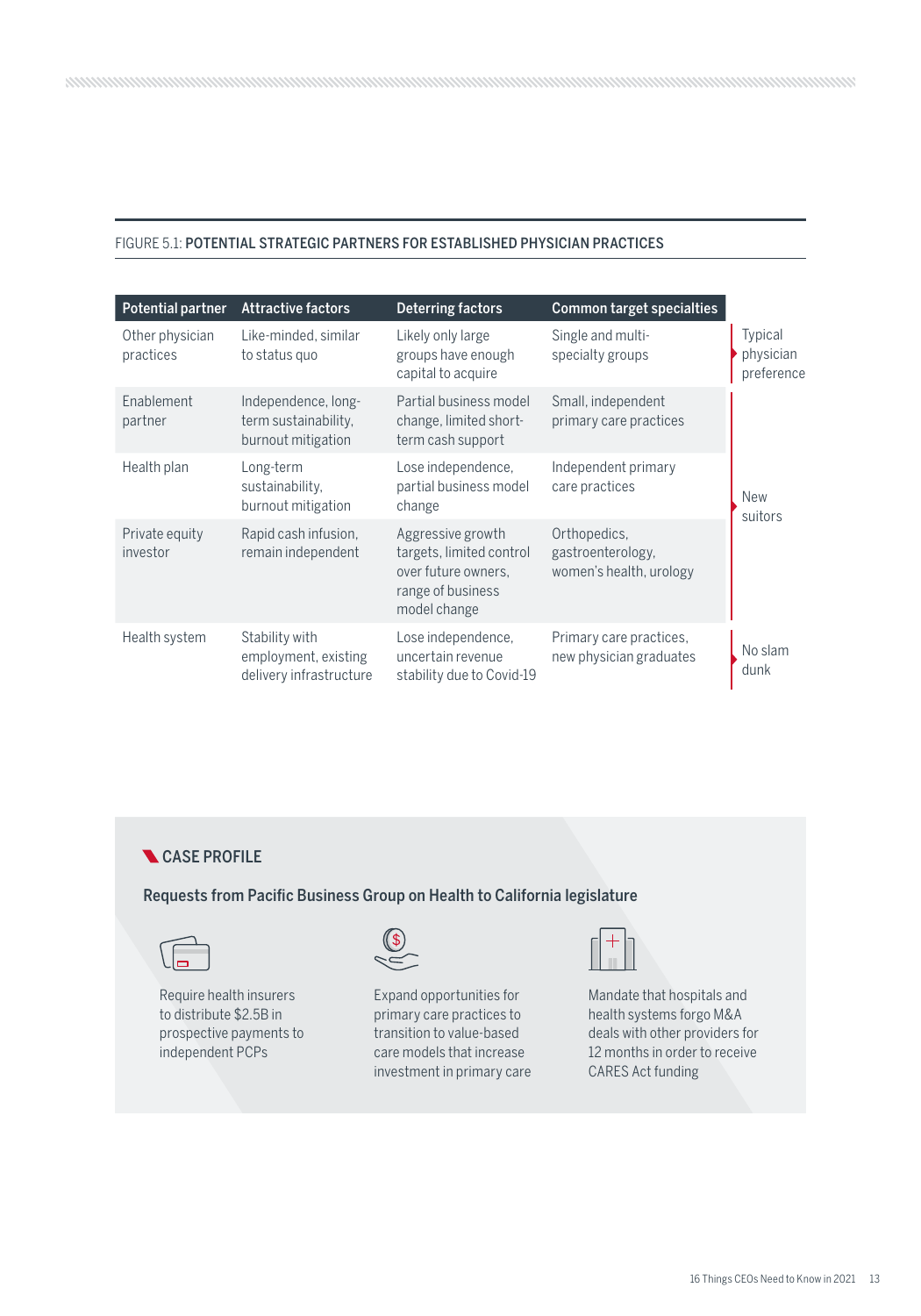FIGURE 5.1: **POTENTIAL STRATEGIC PARTNERS FOR ESTABLISHED PHYSICIAN PRACTICES**

| Potential partner | Attractive factors | Deterring factors | Common target specialties | |
|---|---|---|---|---|
| Other physician practices | Like-minded, similar to status quo | Likely only large groups have enough capital to acquire | Single and multi-specialty groups | Typical physician preference |
| Enablement partner | Independence, long-term sustainability, burnout mitigation | Partial business model change, limited short-term cash support | Small, independent primary care practices | New suitors |
| Health plan | Long-term sustainability, burnout mitigation | Lose independence, partial business model change | Independent primary care practices | New suitors |
| Private equity investor | Rapid cash infusion, remain independent | Aggressive growth targets, limited control over future owners, range of business model change | Orthopedics, gastroenterology, women's health, urology | New suitors |
| Health system | Stability with employment, existing delivery infrastructure | Lose independence, uncertain revenue stability due to Covid-19 | Primary care practices, new physician graduates | No slam dunk |

## CASE PROFILE

### Requests from Pacific Business Group on Health to California legislature

- Require health insurers to distribute $2.5B in prospective payments to independent PCPs
- Expand opportunities for primary care practices to transition to value-based care models that increase investment in primary care
- Mandate that hospitals and health systems forgo M&A deals with other providers for 12 months in order to receive CARES Act funding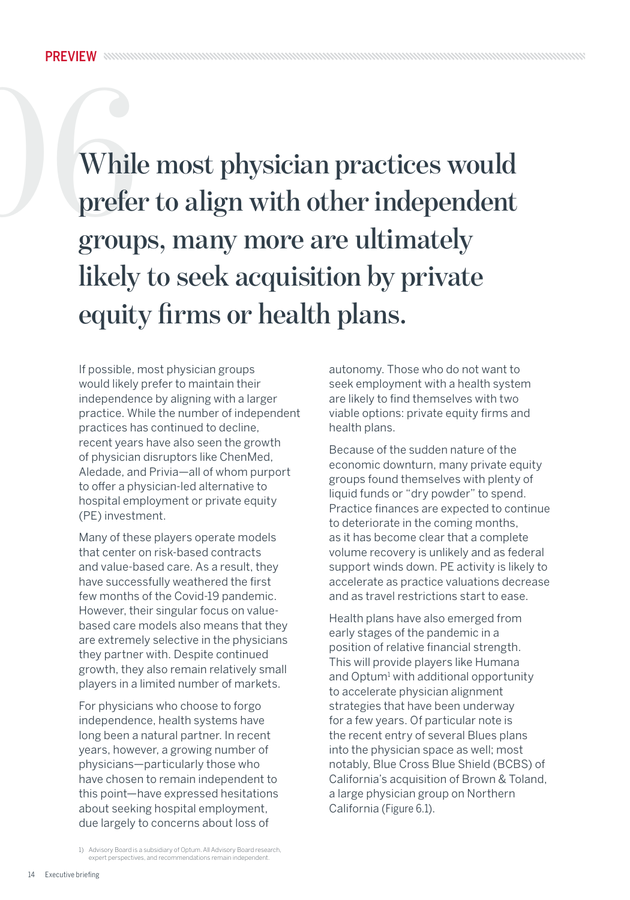PREVIEW

# 06 While most physician practices would prefer to align with other independent groups, many more are ultimately likely to seek acquisition by private equity firms or health plans.

If possible, most physician groups would likely prefer to maintain their independence by aligning with a larger practice. While the number of independent practices has continued to decline, recent years have also seen the growth of physician disruptors like ChenMed, Aledade, and Privia—all of whom purport to offer a physician-led alternative to hospital employment or private equity (PE) investment.

Many of these players operate models that center on risk-based contracts and value-based care. As a result, they have successfully weathered the first few months of the Covid-19 pandemic. However, their singular focus on value-based care models also means that they are extremely selective in the physicians they partner with. Despite continued growth, they also remain relatively small players in a limited number of markets.

For physicians who choose to forgo independence, health systems have long been a natural partner. In recent years, however, a growing number of physicians—particularly those who have chosen to remain independent to this point—have expressed hesitations about seeking hospital employment, due largely to concerns about loss of autonomy. Those who do not want to seek employment with a health system are likely to find themselves with two viable options: private equity firms and health plans.

Because of the sudden nature of the economic downturn, many private equity groups found themselves with plenty of liquid funds or "dry powder" to spend. Practice finances are expected to continue to deteriorate in the coming months, as it has become clear that a complete volume recovery is unlikely and as federal support winds down. PE activity is likely to accelerate as practice valuations decrease and as travel restrictions start to ease.

Health plans have also emerged from early stages of the pandemic in a position of relative financial strength. This will provide players like Humana and Optum[1] with additional opportunity to accelerate physician alignment strategies that have been underway for a few years. Of particular note is the recent entry of several Blues plans into the physician space as well; most notably, Blue Cross Blue Shield (BCBS) of California's acquisition of Brown & Toland, a large physician group on Northern California (Figure 6.1).

1) Advisory Board is a subsidiary of Optum. All Advisory Board research, expert perspectives, and recommendations remain independent.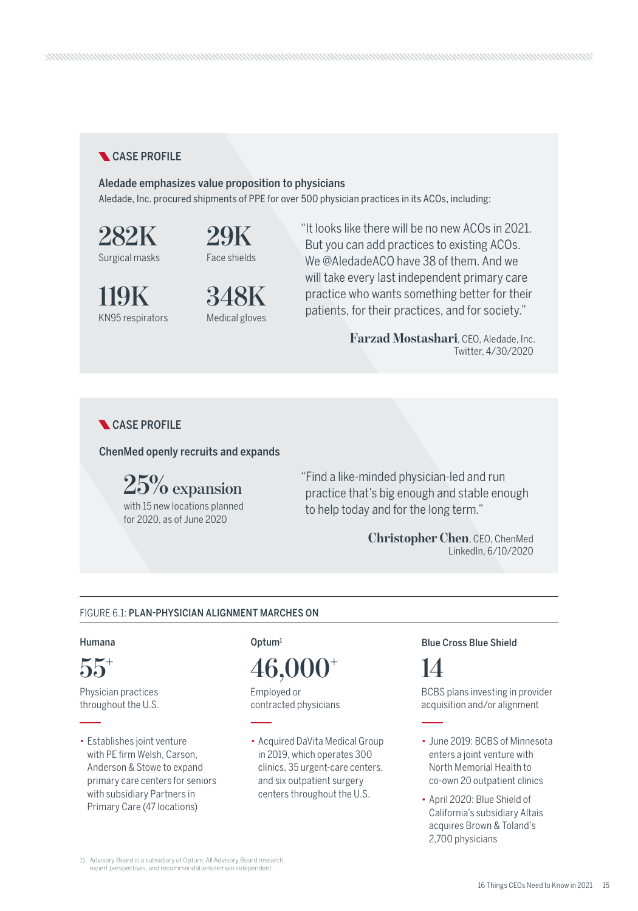**CASE PROFILE**

### Aledade emphasizes value proposition to physicians

Aledade, Inc. procured shipments of PPE for over 500 physician practices in its ACOs, including:

**282K**
Surgical masks

**29K**
Face shields

**119K**
KN95 respirators

**348K**
Medical gloves

"It looks like there will be no new ACOs in 2021. But you can add practices to existing ACOs. We @AledadeACO have 38 of them. And we will take every last independent primary care practice who wants something better for their patients, for their practices, and for society."

**Farzad Mostashari**, CEO, Aledade, Inc.
Twitter, 4/30/2020

**CASE PROFILE**

### ChenMed openly recruits and expands

**25% expansion**
with 15 new locations planned for 2020, as of June 2020

"Find a like-minded physician-led and run practice that's big enough and stable enough to help today and for the long term."

**Christopher Chen**, CEO, ChenMed
LinkedIn, 6/10/2020

FIGURE 6.1: **PLAN-PHYSICIAN ALIGNMENT MARCHES ON**

**Humana**

**55+**
Physician practices throughout the U.S.

- Establishes joint venture with PE firm Welsh, Carson, Anderson & Stowe to expand primary care centers for seniors with subsidiary Partners in Primary Care (47 locations)

**Optum**[1]

**46,000+**
Employed or contracted physicians

- Acquired DaVita Medical Group in 2019, which operates 300 clinics, 35 urgent-care centers, and six outpatient surgery centers throughout the U.S.

**Blue Cross Blue Shield**

**14**
BCBS plans investing in provider acquisition and/or alignment

- June 2019: BCBS of Minnesota enters a joint venture with North Memorial Health to co-own 20 outpatient clinics
- April 2020: Blue Shield of California's subsidiary Altais acquires Brown & Toland's 2,700 physicians

1) Advisory Board is a subsidiary of Optum. All Advisory Board research, expert perspectives, and recommendations remain independent.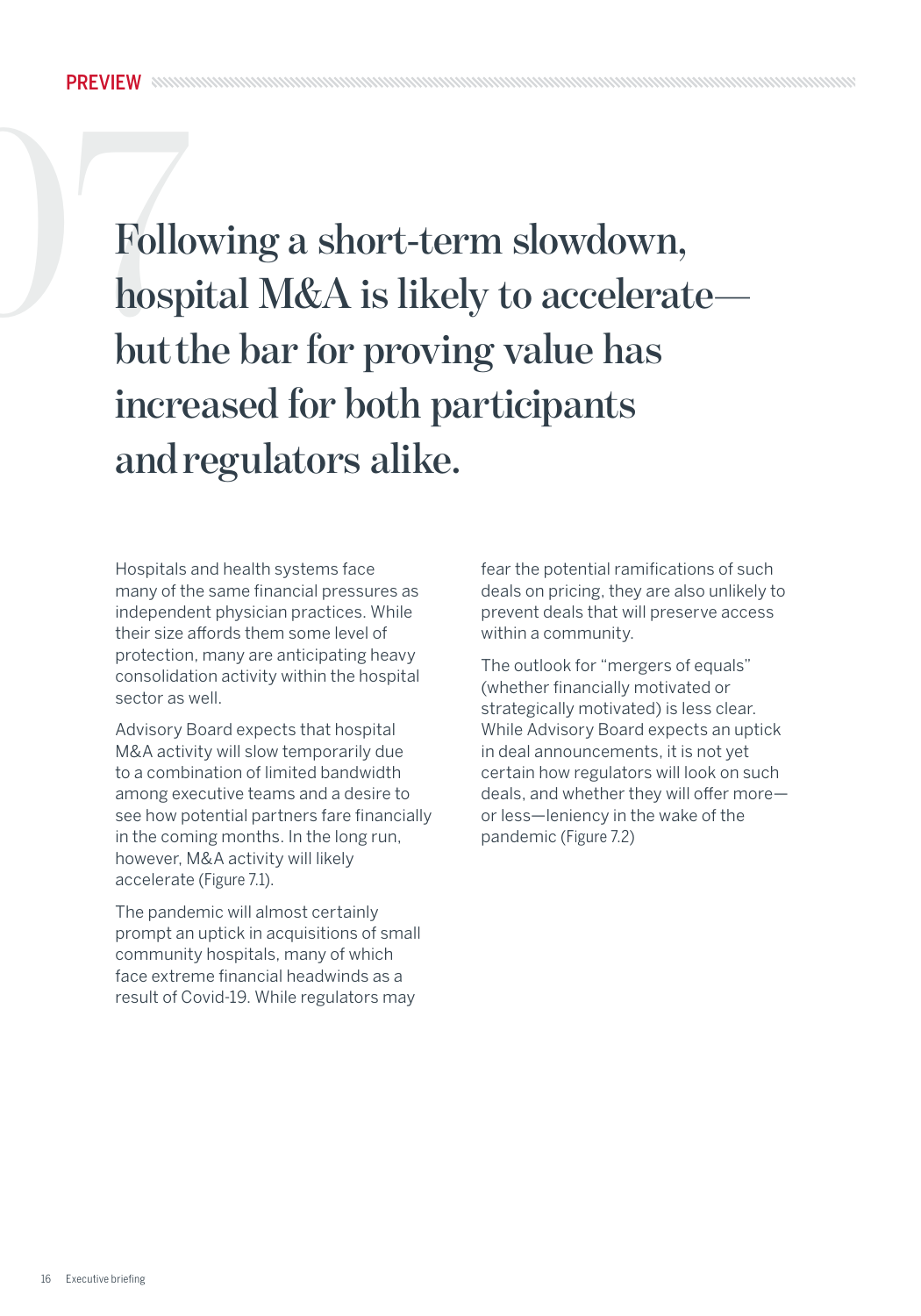PREVIEW

07

# Following a short-term slowdown, hospital M&A is likely to accelerate—but the bar for proving value has increased for both participants and regulators alike.

Hospitals and health systems face many of the same financial pressures as independent physician practices. While their size affords them some level of protection, many are anticipating heavy consolidation activity within the hospital sector as well.

Advisory Board expects that hospital M&A activity will slow temporarily due to a combination of limited bandwidth among executive teams and a desire to see how potential partners fare financially in the coming months. In the long run, however, M&A activity will likely accelerate (Figure 7.1).

The pandemic will almost certainly prompt an uptick in acquisitions of small community hospitals, many of which face extreme financial headwinds as a result of Covid-19. While regulators may fear the potential ramifications of such deals on pricing, they are also unlikely to prevent deals that will preserve access within a community.

The outlook for "mergers of equals" (whether financially motivated or strategically motivated) is less clear. While Advisory Board expects an uptick in deal announcements, it is not yet certain how regulators will look on such deals, and whether they will offer more—or less—leniency in the wake of the pandemic (Figure 7.2)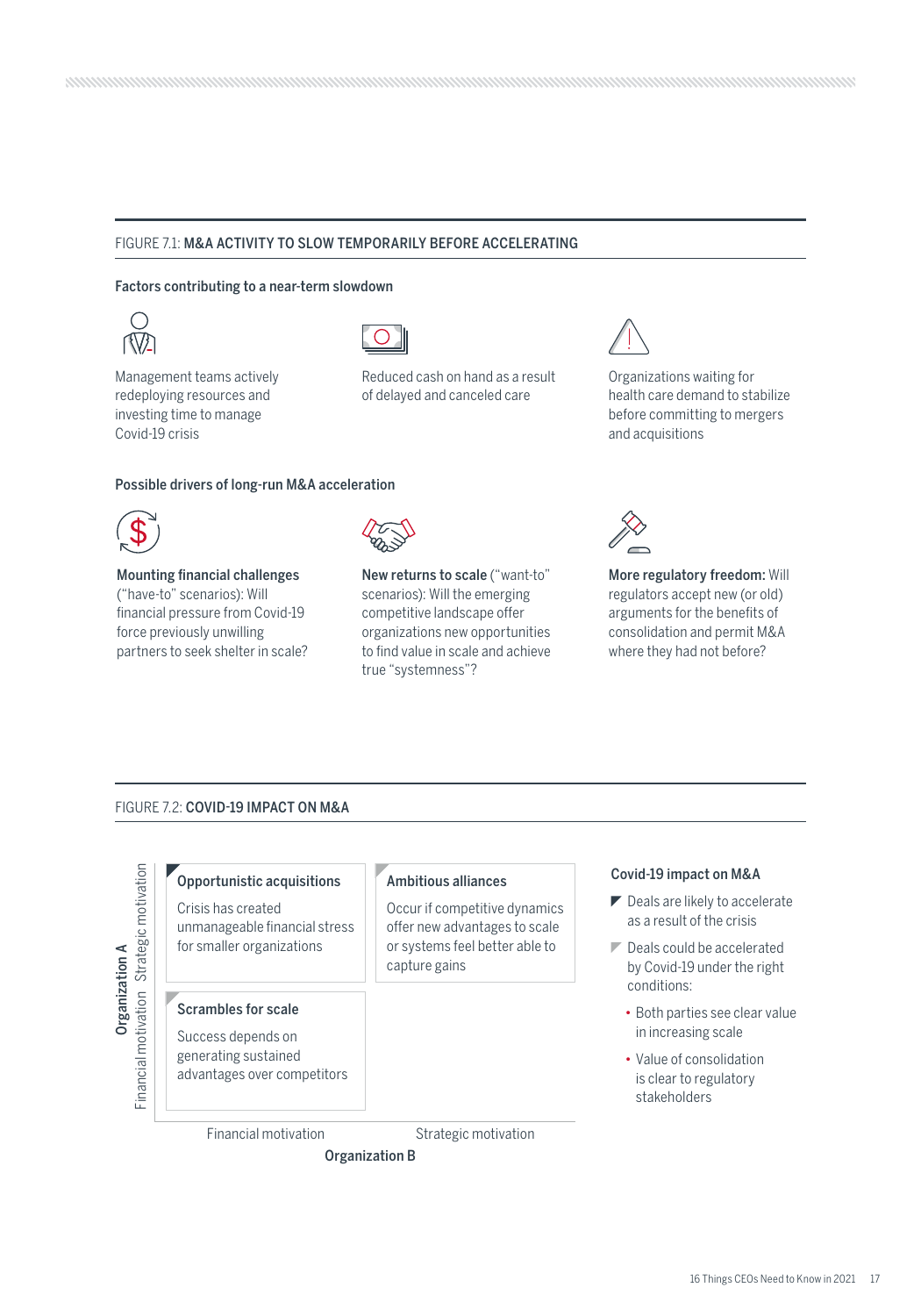FIGURE 7.1: **M&A ACTIVITY TO SLOW TEMPORARILY BEFORE ACCELERATING**

**Factors contributing to a near-term slowdown**

Management teams actively redeploying resources and investing time to manage Covid-19 crisis

Reduced cash on hand as a result of delayed and canceled care

Organizations waiting for health care demand to stabilize before committing to mergers and acquisitions

**Possible drivers of long-run M&A acceleration**

**Mounting financial challenges** ("have-to" scenarios): Will financial pressure from Covid-19 force previously unwilling partners to seek shelter in scale?

**New returns to scale** ("want-to" scenarios): Will the emerging competitive landscape offer organizations new opportunities to find value in scale and achieve true "systemness"?

**More regulatory freedom:** Will regulators accept new (or old) arguments for the benefits of consolidation and permit M&A where they had not before?

FIGURE 7.2: **COVID-19 IMPACT ON M&A**

| Organization A \ Organization B | Financial motivation | Strategic motivation |
|---|---|---|
| Strategic motivation | **Opportunistic acquisitions** Crisis has created unmanageable financial stress for smaller organizations | **Ambitious alliances** Occur if competitive dynamics offer new advantages to scale or systems feel better able to capture gains |
| Financial motivation | **Scrambles for scale** Success depends on generating sustained advantages over competitors | |

**Covid-19 impact on M&A**

- Deals are likely to accelerate as a result of the crisis
- Deals could be accelerated by Covid-19 under the right conditions:
  - Both parties see clear value in increasing scale
  - Value of consolidation is clear to regulatory stakeholders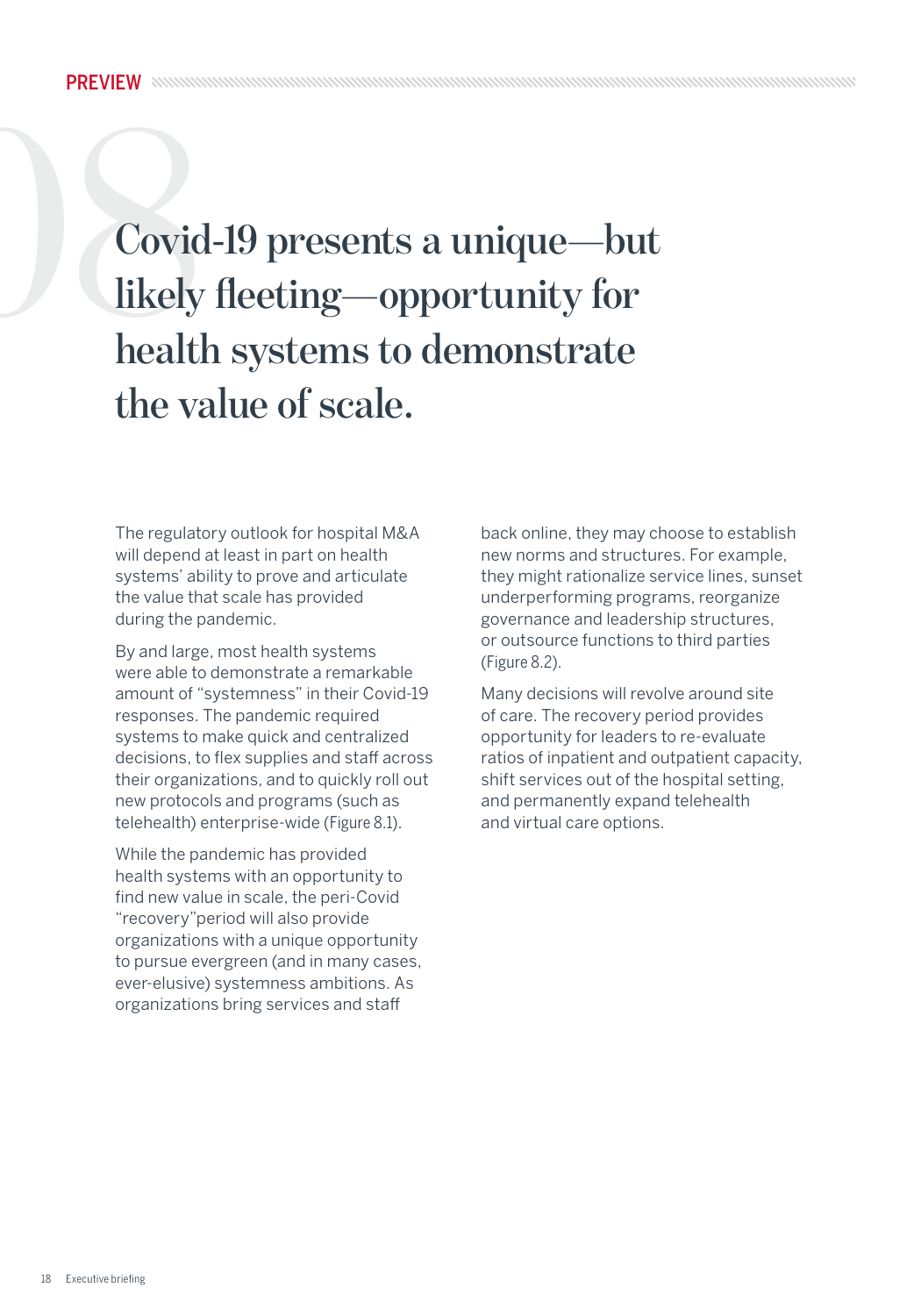PREVIEW

# 08

# Covid-19 presents a unique—but likely fleeting—opportunity for health systems to demonstrate the value of scale.

The regulatory outlook for hospital M&A will depend at least in part on health systems' ability to prove and articulate the value that scale has provided during the pandemic.

By and large, most health systems were able to demonstrate a remarkable amount of "systemness" in their Covid-19 responses. The pandemic required systems to make quick and centralized decisions, to flex supplies and staff across their organizations, and to quickly roll out new protocols and programs (such as telehealth) enterprise-wide (Figure 8.1).

While the pandemic has provided health systems with an opportunity to find new value in scale, the peri-Covid "recovery"period will also provide organizations with a unique opportunity to pursue evergreen (and in many cases, ever-elusive) systemness ambitions. As organizations bring services and staff back online, they may choose to establish new norms and structures. For example, they might rationalize service lines, sunset underperforming programs, reorganize governance and leadership structures, or outsource functions to third parties (Figure 8.2).

Many decisions will revolve around site of care. The recovery period provides opportunity for leaders to re-evaluate ratios of inpatient and outpatient capacity, shift services out of the hospital setting, and permanently expand telehealth and virtual care options.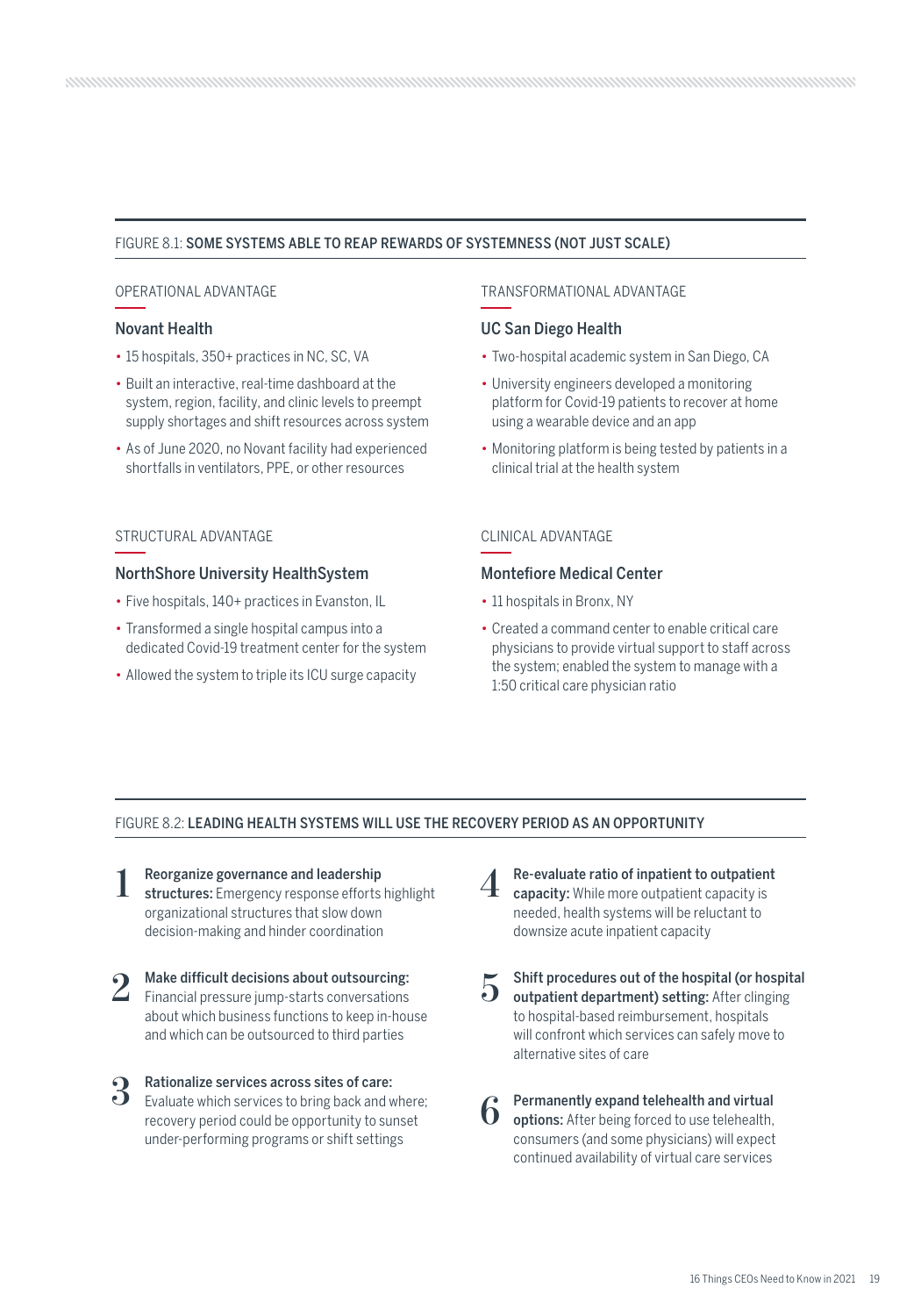FIGURE 8.1: **SOME SYSTEMS ABLE TO REAP REWARDS OF SYSTEMNESS (NOT JUST SCALE)**

OPERATIONAL ADVANTAGE

### Novant Health

- 15 hospitals, 350+ practices in NC, SC, VA
- Built an interactive, real-time dashboard at the system, region, facility, and clinic levels to preempt supply shortages and shift resources across system
- As of June 2020, no Novant facility had experienced shortfalls in ventilators, PPE, or other resources

TRANSFORMATIONAL ADVANTAGE

### UC San Diego Health

- Two-hospital academic system in San Diego, CA
- University engineers developed a monitoring platform for Covid-19 patients to recover at home using a wearable device and an app
- Monitoring platform is being tested by patients in a clinical trial at the health system

STRUCTURAL ADVANTAGE

### NorthShore University HealthSystem

- Five hospitals, 140+ practices in Evanston, IL
- Transformed a single hospital campus into a dedicated Covid-19 treatment center for the system
- Allowed the system to triple its ICU surge capacity

CLINICAL ADVANTAGE

### Montefiore Medical Center

- 11 hospitals in Bronx, NY
- Created a command center to enable critical care physicians to provide virtual support to staff across the system; enabled the system to manage with a 1:50 critical care physician ratio

FIGURE 8.2: **LEADING HEALTH SYSTEMS WILL USE THE RECOVERY PERIOD AS AN OPPORTUNITY**

1. **Reorganize governance and leadership structures:** Emergency response efforts highlight organizational structures that slow down decision-making and hinder coordination
2. **Make difficult decisions about outsourcing:** Financial pressure jump-starts conversations about which business functions to keep in-house and which can be outsourced to third parties
3. **Rationalize services across sites of care:** Evaluate which services to bring back and where; recovery period could be opportunity to sunset under-performing programs or shift settings
4. **Re-evaluate ratio of inpatient to outpatient capacity:** While more outpatient capacity is needed, health systems will be reluctant to downsize acute inpatient capacity
5. **Shift procedures out of the hospital (or hospital outpatient department) setting:** After clinging to hospital-based reimbursement, hospitals will confront which services can safely move to alternative sites of care
6. **Permanently expand telehealth and virtual options:** After being forced to use telehealth, consumers (and some physicians) will expect continued availability of virtual care services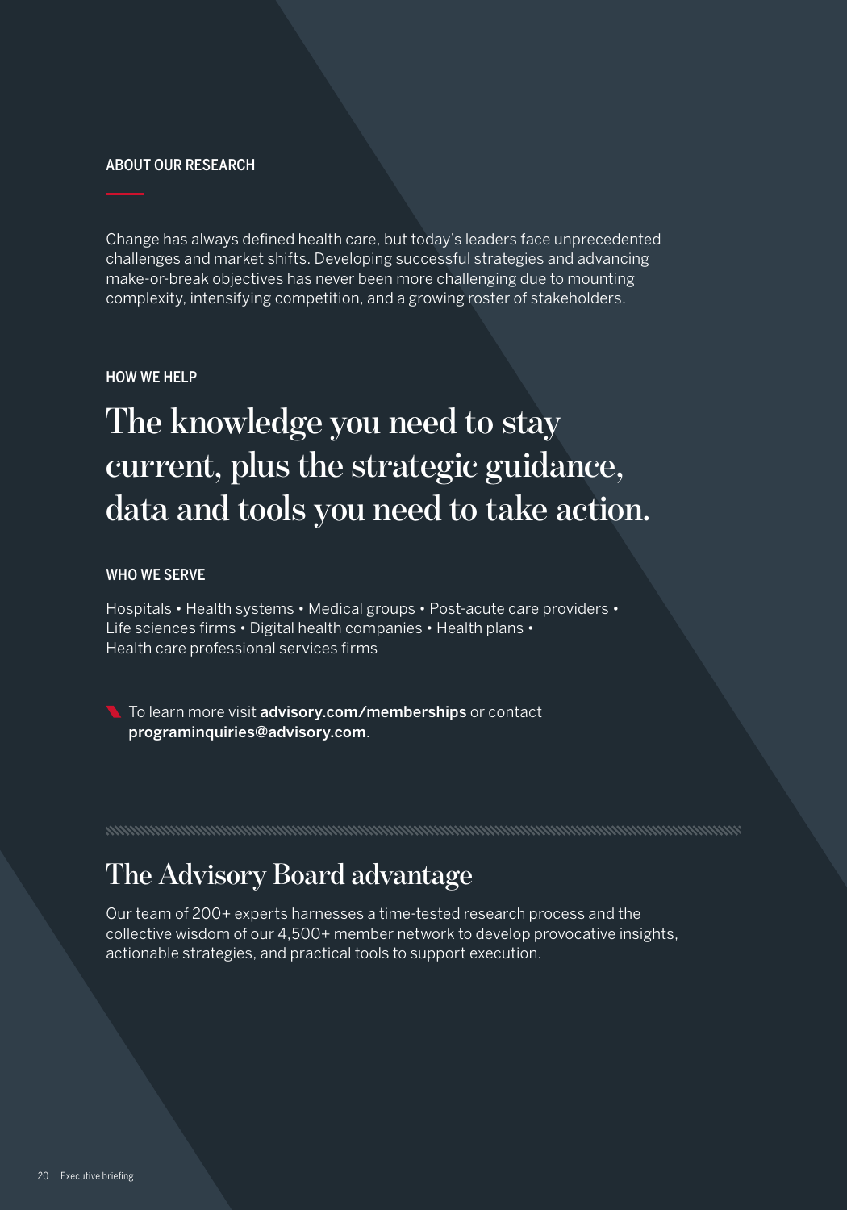ABOUT OUR RESEARCH

Change has always defined health care, but today's leaders face unprecedented challenges and market shifts. Developing successful strategies and advancing make-or-break objectives has never been more challenging due to mounting complexity, intensifying competition, and a growing roster of stakeholders.

HOW WE HELP

# The knowledge you need to stay current, plus the strategic guidance, data and tools you need to take action.

WHO WE SERVE

Hospitals • Health systems • Medical groups • Post-acute care providers • Life sciences firms • Digital health companies • Health plans • Health care professional services firms

To learn more visit **advisory.com/memberships** or contact **programinquiries@advisory.com**.

## The Advisory Board advantage

Our team of 200+ experts harnesses a time-tested research process and the collective wisdom of our 4,500+ member network to develop provocative insights, actionable strategies, and practical tools to support execution.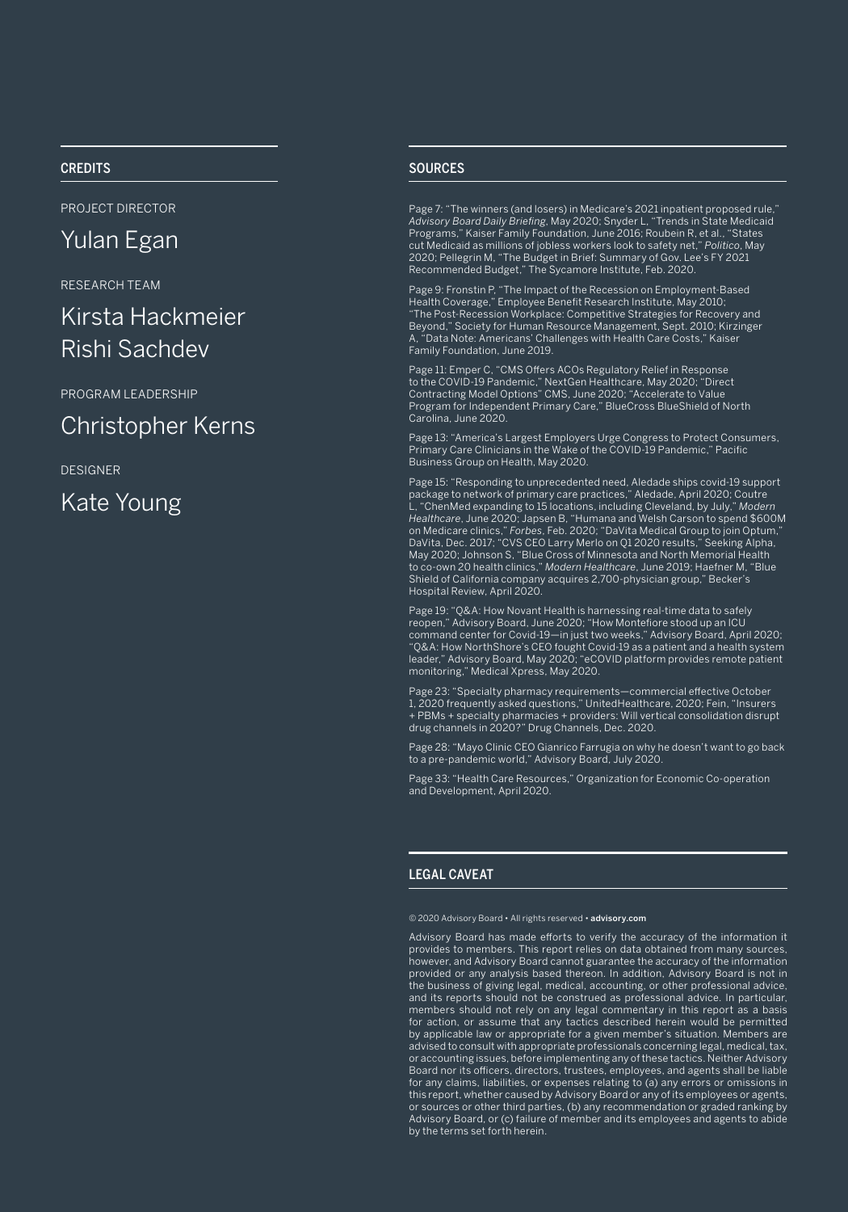## CREDITS

PROJECT DIRECTOR

Yulan Egan

RESEARCH TEAM

Kirsta Hackmeier
Rishi Sachdev

PROGRAM LEADERSHIP

Christopher Kerns

DESIGNER

Kate Young

## SOURCES

Page 7: "The winners (and losers) in Medicare's 2021 inpatient proposed rule," *Advisory Board Daily Briefing*, May 2020; Snyder L, "Trends in State Medicaid Programs," Kaiser Family Foundation, June 2016; Roubein R, et al., "States cut Medicaid as millions of jobless workers look to safety net," *Politico*, May 2020; Pellegrin M, "The Budget in Brief: Summary of Gov. Lee's FY 2021 Recommended Budget," The Sycamore Institute, Feb. 2020.

Page 9: Fronstin P, "The Impact of the Recession on Employment-Based Health Coverage," Employee Benefit Research Institute, May 2010; "The Post-Recession Workplace: Competitive Strategies for Recovery and Beyond," Society for Human Resource Management, Sept. 2010; Kirzinger A, "Data Note: Americans' Challenges with Health Care Costs," Kaiser Family Foundation, June 2019.

Page 11: Emper C, "CMS Offers ACOs Regulatory Relief in Response to the COVID-19 Pandemic," NextGen Healthcare, May 2020; "Direct Contracting Model Options" CMS, June 2020; "Accelerate to Value Program for Independent Primary Care," BlueCross BlueShield of North Carolina, June 2020.

Page 13: "America's Largest Employers Urge Congress to Protect Consumers, Primary Care Clinicians in the Wake of the COVID-19 Pandemic," Pacific Business Group on Health, May 2020.

Page 15: "Responding to unprecedented need, Aledade ships covid-19 support package to network of primary care practices," Aledade, April 2020; Coutre L, "ChenMed expanding to 15 locations, including Cleveland, by July," *Modern Healthcare*, June 2020; Japsen B, "Humana and Welsh Carson to spend $600M on Medicare clinics," *Forbes*, Feb. 2020; "DaVita Medical Group to join Optum," DaVita, Dec. 2017; "CVS CEO Larry Merlo on Q1 2020 results," Seeking Alpha, May 2020; Johnson S, "Blue Cross of Minnesota and North Memorial Health to co-own 20 health clinics," *Modern Healthcare*, June 2019; Haefner M, "Blue Shield of California company acquires 2,700-physician group," Becker's Hospital Review, April 2020.

Page 19: "Q&A: How Novant Health is harnessing real-time data to safely reopen," Advisory Board, June 2020; "How Montefiore stood up an ICU command center for Covid-19—in just two weeks," Advisory Board, April 2020; "Q&A: How NorthShore's CEO fought Covid-19 as a patient and a health system leader," Advisory Board, May 2020; "eCOVID platform provides remote patient monitoring," Medical Xpress, May 2020.

Page 23: "Specialty pharmacy requirements—commercial effective October 1, 2020 frequently asked questions," UnitedHealthcare, 2020; Fein, "Insurers + PBMs + specialty pharmacies + providers: Will vertical consolidation disrupt drug channels in 2020?" Drug Channels, Dec. 2020.

Page 28: "Mayo Clinic CEO Gianrico Farrugia on why he doesn't want to go back to a pre-pandemic world," Advisory Board, July 2020.

Page 33: "Health Care Resources," Organization for Economic Co-operation and Development, April 2020.

## LEGAL CAVEAT

© 2020 Advisory Board • All rights reserved • **advisory.com**

Advisory Board has made efforts to verify the accuracy of the information it provides to members. This report relies on data obtained from many sources, however, and Advisory Board cannot guarantee the accuracy of the information provided or any analysis based thereon. In addition, Advisory Board is not in the business of giving legal, medical, accounting, or other professional advice, and its reports should not be construed as professional advice. In particular, members should not rely on any legal commentary in this report as a basis for action, or assume that any tactics described herein would be permitted by applicable law or appropriate for a given member's situation. Members are advised to consult with appropriate professionals concerning legal, medical, tax, or accounting issues, before implementing any of these tactics. Neither Advisory Board nor its officers, directors, trustees, employees, and agents shall be liable for any claims, liabilities, or expenses relating to (a) any errors or omissions in this report, whether caused by Advisory Board or any of its employees or agents, or sources or other third parties, (b) any recommendation or graded ranking by Advisory Board, or (c) failure of member and its employees and agents to abide by the terms set forth herein.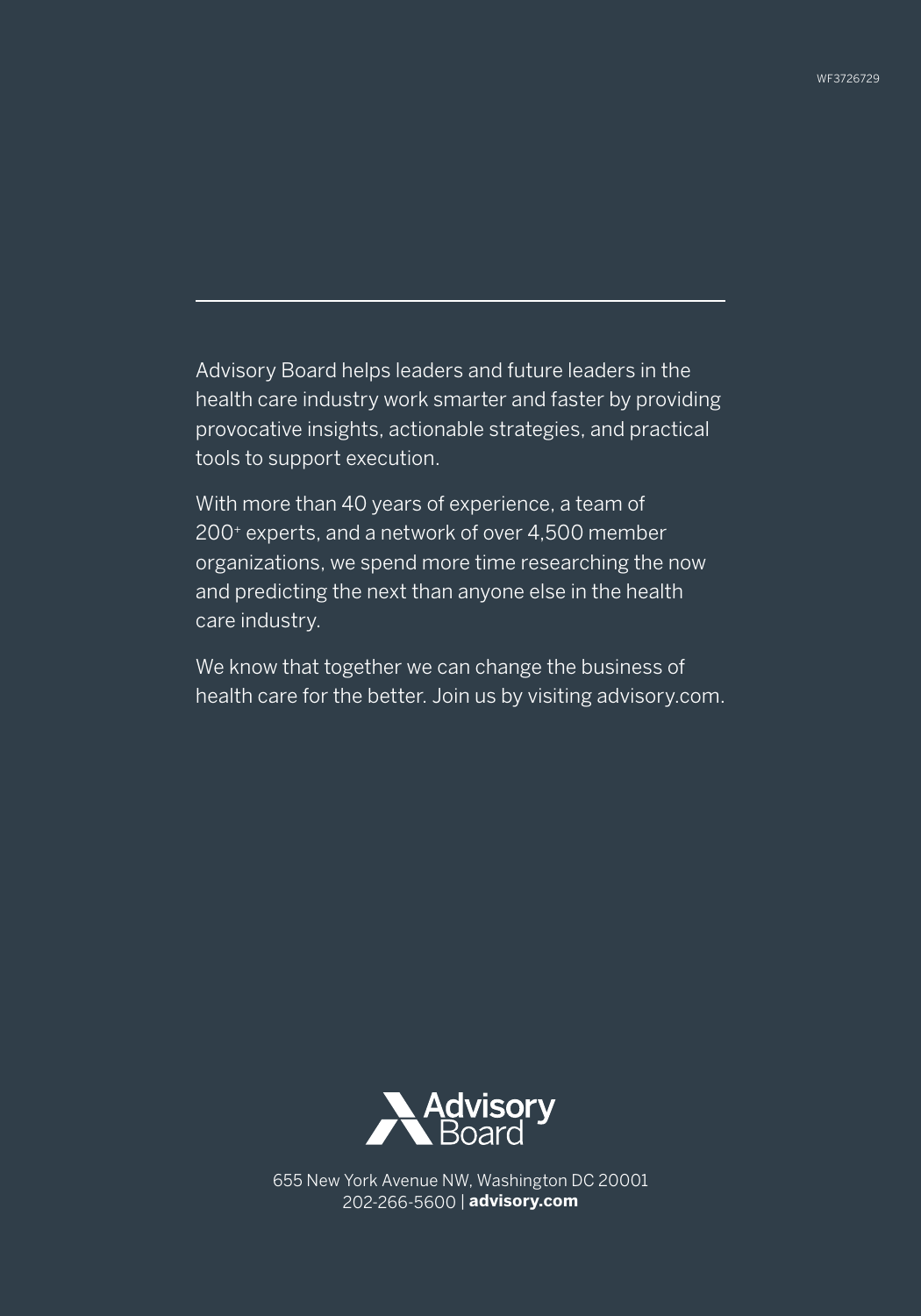WF3726729

Advisory Board helps leaders and future leaders in the health care industry work smarter and faster by providing provocative insights, actionable strategies, and practical tools to support execution.

With more than 40 years of experience, a team of 200+ experts, and a network of over 4,500 member organizations, we spend more time researching the now and predicting the next than anyone else in the health care industry.

We know that together we can change the business of health care for the better. Join us by visiting advisory.com.

Advisory Board

655 New York Avenue NW, Washington DC 20001
202-266-5600 | **advisory.com**